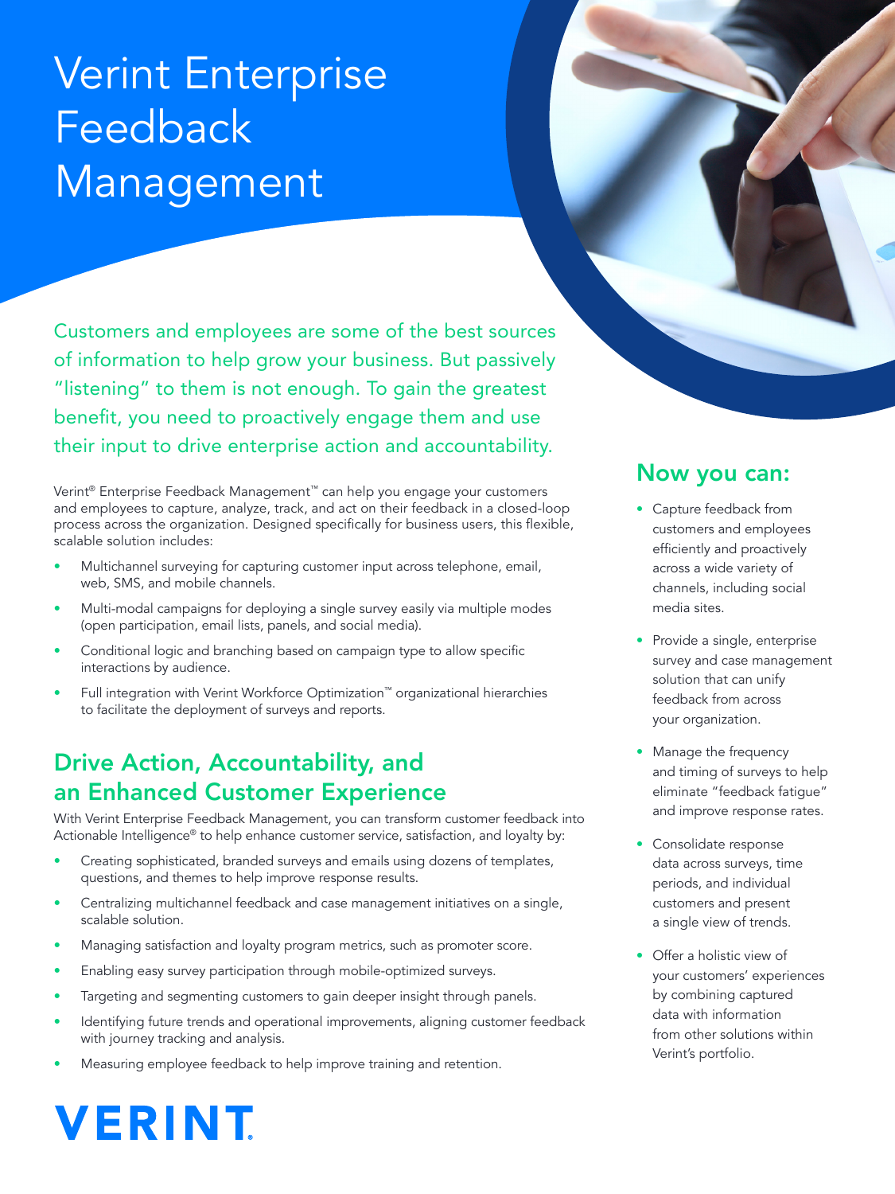# Verint Enterprise Feedback Management

Customers and employees are some of the best sources of information to help grow your business. But passively "listening" to them is not enough. To gain the greatest benefit, you need to proactively engage them and use their input to drive enterprise action and accountability.

Verint® Enterprise Feedback Management™ can help you engage your customers and employees to capture, analyze, track, and act on their feedback in a closed-loop process across the organization. Designed specifically for business users, this flexible, scalable solution includes:

- Multichannel surveying for capturing customer input across telephone, email, web, SMS, and mobile channels.
- Multi-modal campaigns for deploying a single survey easily via multiple modes (open participation, email lists, panels, and social media).
- Conditional logic and branching based on campaign type to allow specific interactions by audience.
- Full integration with Verint Workforce Optimization™ organizational hierarchies to facilitate the deployment of surveys and reports.

## Drive Action, Accountability, and an Enhanced Customer Experience

With Verint Enterprise Feedback Management, you can transform customer feedback into Actionable Intelligence® to help enhance customer service, satisfaction, and loyalty by:

- Creating sophisticated, branded surveys and emails using dozens of templates, questions, and themes to help improve response results.
- Centralizing multichannel feedback and case management initiatives on a single, scalable solution.
- Managing satisfaction and loyalty program metrics, such as promoter score.
- Enabling easy survey participation through mobile-optimized surveys.
- Targeting and segmenting customers to gain deeper insight through panels.
- Identifying future trends and operational improvements, aligning customer feedback with journey tracking and analysis.
- Measuring employee feedback to help improve training and retention.

## Now you can:

- Capture feedback from customers and employees efficiently and proactively across a wide variety of channels, including social media sites.
- Provide a single, enterprise survey and case management solution that can unify feedback from across your organization.
- Manage the frequency and timing of surveys to help eliminate "feedback fatigue" and improve response rates.
- Consolidate response data across surveys, time periods, and individual customers and present a single view of trends.
- Offer a holistic view of your customers' experiences by combining captured data with information from other solutions within Verint's portfolio.

VERINT.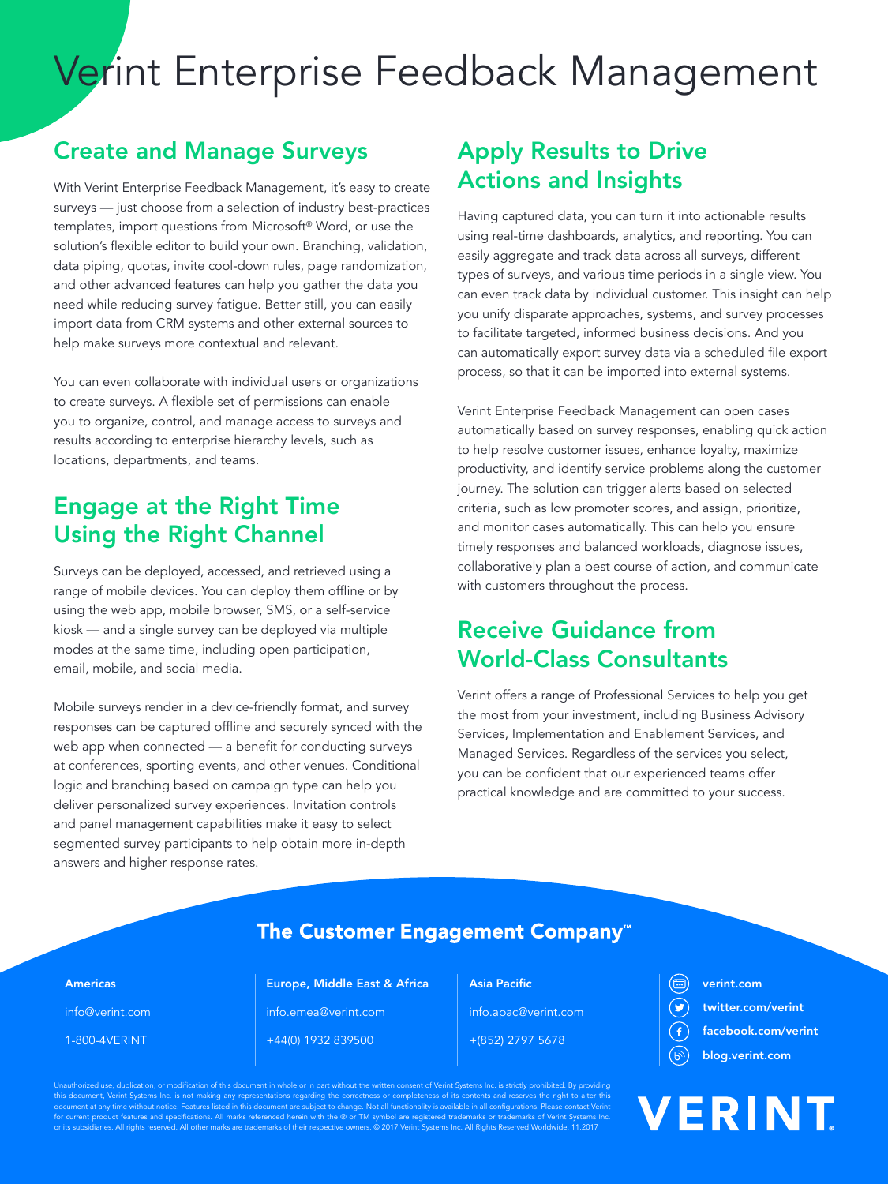# Verint Enterprise Feedback Management

## Create and Manage Surveys

With Verint Enterprise Feedback Management, it's easy to create surveys — just choose from a selection of industry best-practices templates, import questions from Microsoft® Word, or use the solution's flexible editor to build your own. Branching, validation, data piping, quotas, invite cool-down rules, page randomization, and other advanced features can help you gather the data you need while reducing survey fatigue. Better still, you can easily import data from CRM systems and other external sources to help make surveys more contextual and relevant.

You can even collaborate with individual users or organizations to create surveys. A flexible set of permissions can enable you to organize, control, and manage access to surveys and results according to enterprise hierarchy levels, such as locations, departments, and teams.

## Engage at the Right Time Using the Right Channel

Surveys can be deployed, accessed, and retrieved using a range of mobile devices. You can deploy them offline or by using the web app, mobile browser, SMS, or a self-service kiosk — and a single survey can be deployed via multiple modes at the same time, including open participation, email, mobile, and social media.

Mobile surveys render in a device-friendly format, and survey responses can be captured offline and securely synced with the web app when connected — a benefit for conducting surveys at conferences, sporting events, and other venues. Conditional logic and branching based on campaign type can help you deliver personalized survey experiences. Invitation controls and panel management capabilities make it easy to select segmented survey participants to help obtain more in-depth answers and higher response rates.

## Apply Results to Drive Actions and Insights

Having captured data, you can turn it into actionable results using real-time dashboards, analytics, and reporting. You can easily aggregate and track data across all surveys, different types of surveys, and various time periods in a single view. You can even track data by individual customer. This insight can help you unify disparate approaches, systems, and survey processes to facilitate targeted, informed business decisions. And you can automatically export survey data via a scheduled file export process, so that it can be imported into external systems.

Verint Enterprise Feedback Management can open cases automatically based on survey responses, enabling quick action to help resolve customer issues, enhance loyalty, maximize productivity, and identify service problems along the customer journey. The solution can trigger alerts based on selected criteria, such as low promoter scores, and assign, prioritize, and monitor cases automatically. This can help you ensure timely responses and balanced workloads, diagnose issues, collaboratively plan a best course of action, and communicate with customers throughout the process.

## Receive Guidance from World-Class Consultants

Verint offers a range of Professional Services to help you get the most from your investment, including Business Advisory Services, Implementation and Enablement Services, and Managed Services. Regardless of the services you select, you can be confident that our experienced teams offer practical knowledge and are committed to your success.

**The Customer Engagement Company™**

**Americas**
info@verint.com
1-800-4VERINT

**Europe, Middle East & Africa**
info.emea@verint.com
+44(0) 1932 839500

**Asia Pacific**
info.apac@verint.com
+(852) 2797 5678

**verint.com**
**twitter.com/verint**
**facebook.com/verint**
**blog.verint.com**

Unauthorized use, duplication, or modification of this document in whole or in part without the written consent of Verint Systems Inc. is strictly prohibited. By providing this document, Verint Systems Inc. is not making any representations regarding the correctness or completeness of its contents and reserves the right to alter this document at any time without notice. Features listed in this document are subject to change. Not all functionality is available in all configurations. Please contact Verint for current product features and specifications. All marks referenced herein with the ® or TM symbol are registered trademarks or trademarks of Verint Systems Inc. or its subsidiaries. All rights reserved. All other marks are trademarks of their respective owners. © 2017 Verint Systems Inc. All Rights Reserved Worldwide. 11.2017

VERINT.